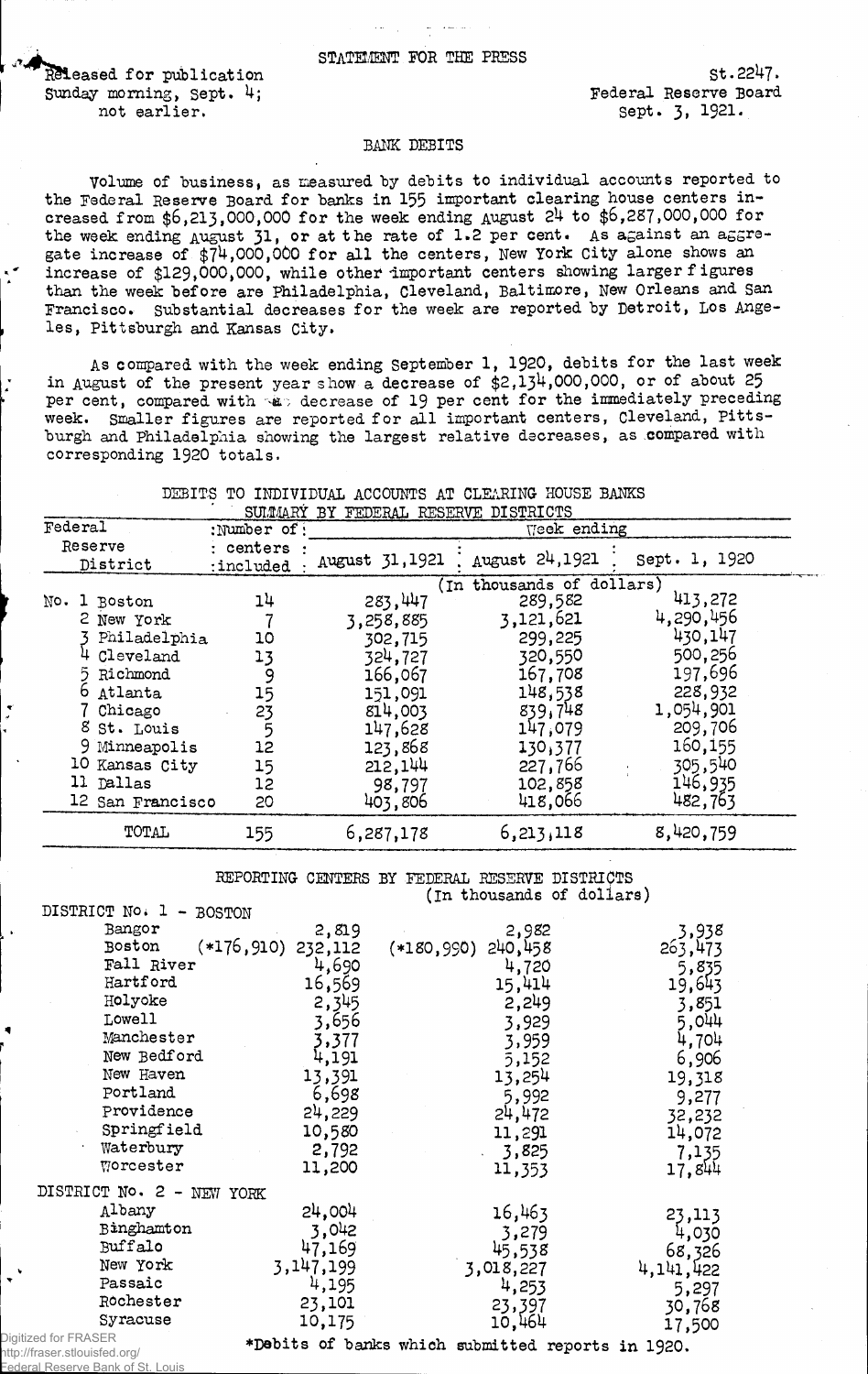STATEMENT FOR THE PRESS

Released for publication Sunday morning, Sept. 4; not earlier.

St.2247.
Federal Reserve Board
Sept. 3, 1921.

## BANK DEBITS

Volume of business, as measured by debits to individual accounts reported to the Federal Reserve Board for banks in 155 important clearing house centers increased from $6,213,000,000 for the week ending August 24 to $6,287,000,000 for the week ending August 31, or at the rate of 1.2 per cent. As against an aggregate increase of $74,000,000 for all the centers, New York City alone shows an increase of $129,000,000, while other important centers showing larger figures than the week before are Philadelphia, Cleveland, Baltimore, New Orleans and San Francisco. Substantial decreases for the week are reported by Detroit, Los Angeles, Pittsburgh and Kansas City.

As compared with the week ending September 1, 1920, debits for the last week in August of the present year show a decrease of $2,134,000,000, or of about 25 per cent, compared with a decrease of 19 per cent for the immediately preceding week. Smaller figures are reported for all important centers, Cleveland, Pittsburgh and Philadelphia showing the largest relative decreases, as compared with corresponding 1920 totals.

DEBITS TO INDIVIDUAL ACCOUNTS AT CLEARING HOUSE BANKS
SUMMARY BY FEDERAL RESERVE DISTRICTS

| Federal Reserve District | Number of centers included | Week ending August 31,1921 | August 24,1921 | Sept. 1, 1920 |
|---|---|---|---|---|
| | | (In thousands of dollars) | | |
| No. 1 Boston | 14 | 283,447 | 289,582 | 413,272 |
| 2 New York | 7 | 3,258,885 | 3,121,621 | 4,290,456 |
| 3 Philadelphia | 10 | 302,715 | 299,225 | 430,147 |
| 4 Cleveland | 13 | 324,727 | 320,550 | 500,256 |
| 5 Richmond | 9 | 166,067 | 167,708 | 197,696 |
| 6 Atlanta | 15 | 151,091 | 148,538 | 228,932 |
| 7 Chicago | 23 | 814,003 | 839,748 | 1,054,901 |
| 8 St. Louis | 5 | 147,628 | 147,079 | 209,706 |
| 9 Minneapolis | 12 | 123,868 | 130,377 | 160,155 |
| 10 Kansas City | 15 | 212,144 | 227,766 | 305,540 |
| 11 Dallas | 12 | 98,797 | 102,858 | 146,935 |
| 12 San Francisco | 20 | 403,806 | 418,066 | 482,763 |
| TOTAL | 155 | 6,287,178 | 6,213,118 | 8,420,759 |

REPORTING CENTERS BY FEDERAL RESERVE DISTRICTS
(In thousands of dollars)

| | August 31,1921 | August 24,1921 | Sept. 1, 1920 |
|---|---|---|---|
| DISTRICT No. 1 - BOSTON | | | |
| Bangor | 2,819 | 2,982 | 3,938 |
| Boston | (*176,910) 232,112 | (*180,990) 240,458 | 263,473 |
| Fall River | 4,690 | 4,720 | 5,835 |
| Hartford | 16,569 | 15,414 | 19,643 |
| Holyoke | 2,345 | 2,249 | 3,851 |
| Lowell | 3,656 | 3,929 | 5,044 |
| Manchester | 3,377 | 3,959 | 4,704 |
| New Bedford | 4,191 | 5,152 | 6,906 |
| New Haven | 13,391 | 13,254 | 19,318 |
| Portland | 6,698 | 5,992 | 9,277 |
| Providence | 24,229 | 24,472 | 32,232 |
| Springfield | 10,580 | 11,291 | 14,072 |
| Waterbury | 2,792 | 3,825 | 7,135 |
| Worcester | 11,200 | 11,353 | 17,844 |
| DISTRICT No. 2 - NEW YORK | | | |
| Albany | 24,004 | 16,463 | 23,113 |
| Binghamton | 3,042 | 3,279 | 4,030 |
| Buffalo | 47,169 | 45,538 | 68,326 |
| New York | 3,147,199 | 3,018,227 | 4,141,422 |
| Passaic | 4,195 | 4,253 | 5,297 |
| Rochester | 23,101 | 23,397 | 30,768 |
| Syracuse | 10,175 | 10,464 | 17,500 |

*Debits of banks which submitted reports in 1920.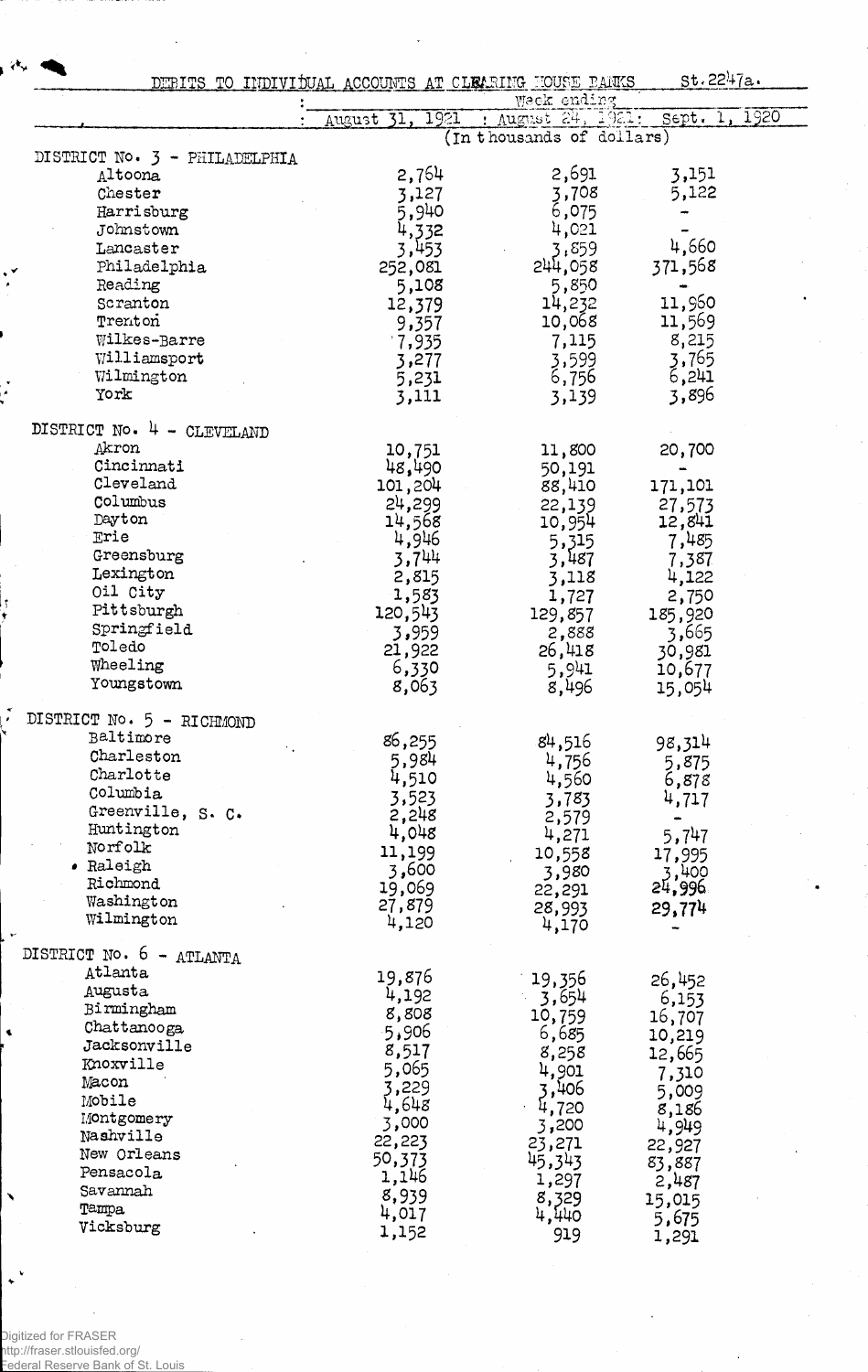## DEBITS TO INDIVIDUAL ACCOUNTS AT CLEARING HOUSE BANKS

St.2247a.

| | Week ending | | |
|---|---|---|---|
| | August 31, 1921 | August 24, 1921 | Sept. 1, 1920 |
| | (In thousands of dollars) | | |
| **DISTRICT No. 3 - PHILADELPHIA** | | | |
| Altoona | 2,764 | 2,691 | 3,151 |
| Chester | 3,127 | 3,708 | 5,122 |
| Harrisburg | 5,940 | 6,075 | - |
| Johnstown | 4,332 | 4,021 | - |
| Lancaster | 3,453 | 3,859 | 4,660 |
| Philadelphia | 252,081 | 244,058 | 371,568 |
| Reading | 5,108 | 5,850 | - |
| Scranton | 12,379 | 14,232 | 11,960 |
| Trenton | 9,357 | 10,068 | 11,569 |
| Wilkes-Barre | 7,935 | 7,115 | 8,215 |
| Williamsport | 3,277 | 3,599 | 3,765 |
| Wilmington | 5,231 | 6,756 | 6,241 |
| York | 3,111 | 3,139 | 3,896 |
| **DISTRICT No. 4 - CLEVELAND** | | | |
| Akron | 10,751 | 11,800 | 20,700 |
| Cincinnati | 48,490 | 50,191 | - |
| Cleveland | 101,204 | 88,410 | 171,101 |
| Columbus | 24,299 | 22,139 | 27,573 |
| Dayton | 14,568 | 10,954 | 12,841 |
| Erie | 4,946 | 5,315 | 7,485 |
| Greensburg | 3,744 | 3,487 | 7,387 |
| Lexington | 2,815 | 3,118 | 4,122 |
| Oil City | 1,583 | 1,727 | 2,750 |
| Pittsburgh | 120,543 | 129,857 | 185,920 |
| Springfield | 3,959 | 2,888 | 3,665 |
| Toledo | 21,922 | 26,418 | 30,981 |
| Wheeling | 6,330 | 5,941 | 10,677 |
| Youngstown | 8,063 | 8,496 | 15,054 |
| **DISTRICT No. 5 - RICHMOND** | | | |
| Baltimore | 86,255 | 84,516 | 98,314 |
| Charleston | 5,984 | 4,756 | 5,875 |
| Charlotte | 4,510 | 4,560 | 6,878 |
| Columbia | 3,523 | 3,783 | 4,717 |
| Greenville, S. C. | 2,248 | 2,579 | - |
| Huntington | 4,048 | 4,271 | 5,747 |
| Norfolk | 11,199 | 10,558 | 17,995 |
| Raleigh | 3,600 | 3,980 | 3,400 |
| Richmond | 19,069 | 22,291 | 24,996 |
| Washington | 27,879 | 28,993 | 29,774 |
| Wilmington | 4,120 | 4,170 | - |
| **DISTRICT No. 6 - ATLANTA** | | | |
| Atlanta | 19,876 | 19,356 | 26,452 |
| Augusta | 4,192 | 3,654 | 6,153 |
| Birmingham | 8,808 | 10,759 | 16,707 |
| Chattanooga | 5,906 | 6,685 | 10,219 |
| Jacksonville | 8,517 | 8,258 | 12,665 |
| Knoxville | 5,065 | 4,901 | 7,310 |
| Macon | 3,229 | 3,406 | 5,009 |
| Mobile | 4,648 | 4,720 | 8,186 |
| Montgomery | 3,000 | 3,200 | 4,949 |
| Nashville | 22,223 | 23,271 | 22,927 |
| New Orleans | 50,373 | 45,343 | 83,887 |
| Pensacola | 1,146 | 1,297 | 2,487 |
| Savannah | 8,939 | 8,329 | 15,015 |
| Tampa | 4,017 | 4,440 | 5,675 |
| Vicksburg | 1,152 | 919 | 1,291 |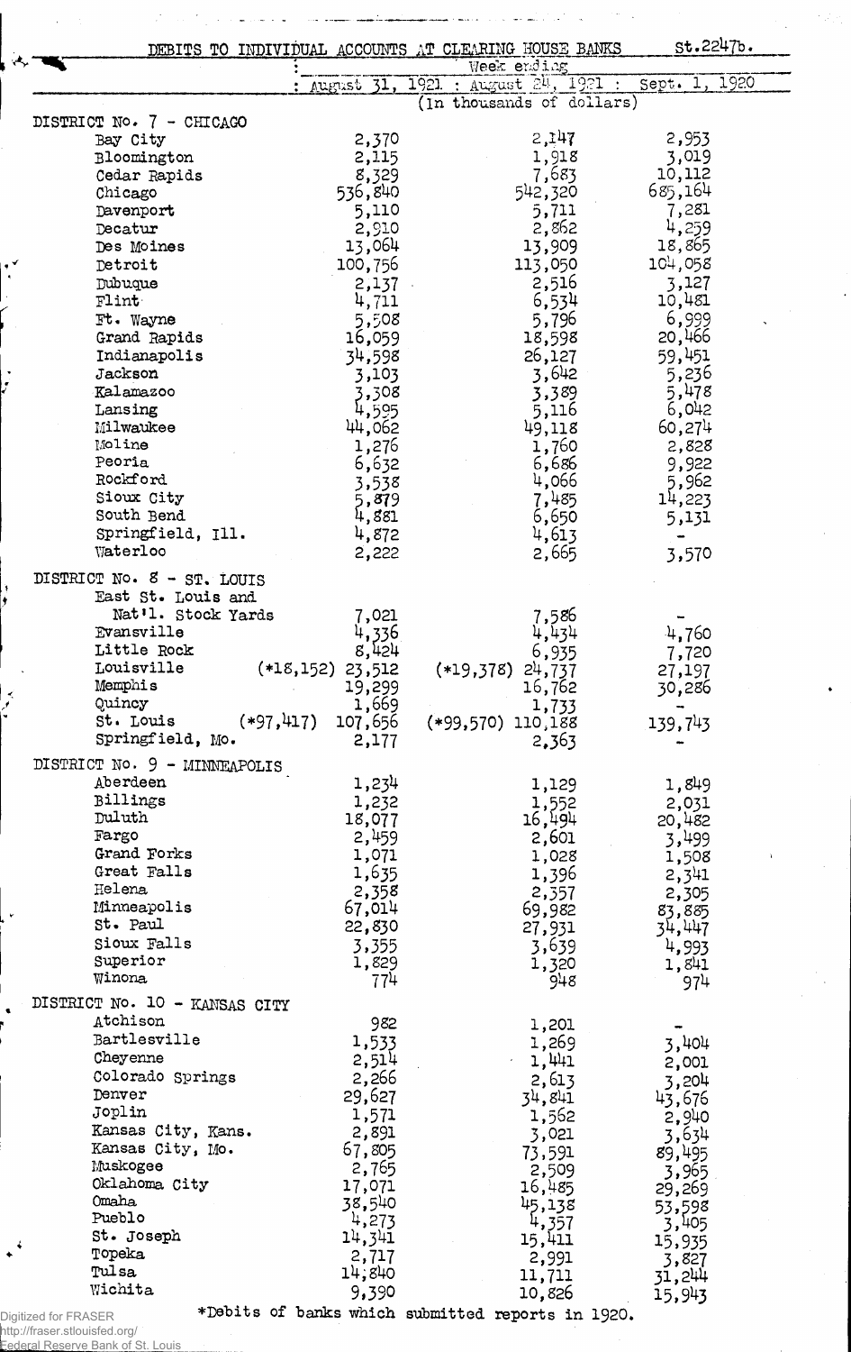## DEBITS TO INDIVIDUAL ACCOUNTS AT CLEARING HOUSE BANKS

St.2247b.

| | Week ending | | |
|---|---|---|---|
| | August 31, 1921 | August 24, 1921 | Sept. 1, 1920 |
| | (In thousands of dollars) | | |
| **DISTRICT No. 7 - CHICAGO** | | | |
| Bay City | 2,370 | 2,147 | 2,953 |
| Bloomington | 2,115 | 1,918 | 3,019 |
| Cedar Rapids | 8,329 | 7,683 | 10,112 |
| Chicago | 536,840 | 542,320 | 685,164 |
| Davenport | 5,110 | 5,711 | 7,281 |
| Decatur | 2,910 | 2,862 | 4,259 |
| Des Moines | 13,064 | 13,909 | 18,865 |
| Detroit | 100,756 | 113,050 | 104,058 |
| Dubuque | 2,137 | 2,516 | 3,127 |
| Flint | 4,711 | 6,534 | 10,481 |
| Ft. Wayne | 5,508 | 5,796 | 6,999 |
| Grand Rapids | 16,059 | 18,598 | 20,466 |
| Indianapolis | 34,598 | 26,127 | 59,451 |
| Jackson | 3,103 | 3,642 | 5,236 |
| Kalamazoo | 3,308 | 3,389 | 5,478 |
| Lansing | 4,595 | 5,116 | 6,042 |
| Milwaukee | 44,062 | 49,118 | 60,274 |
| Moline | 1,276 | 1,760 | 2,828 |
| Peoria | 6,632 | 6,686 | 9,922 |
| Rockford | 3,538 | 4,066 | 5,962 |
| Sioux City | 5,879 | 7,485 | 14,223 |
| South Bend | 4,881 | 6,650 | 5,131 |
| Springfield, Ill. | 4,872 | 4,613 | - |
| Waterloo | 2,222 | 2,665 | 3,570 |
| **DISTRICT No. 8 - ST. LOUIS** | | | |
| East St. Louis and Nat'l. Stock Yards | 7,021 | 7,586 | - |
| Evansville | 4,336 | 4,434 | 4,760 |
| Little Rock | 8,424 | 6,935 | 7,720 |
| Louisville | (*18,152) 23,512 | (*19,378) 24,737 | 27,197 |
| Memphis | 19,299 | 16,762 | 30,286 |
| Quincy | 1,669 | 1,733 | - |
| St. Louis | (*97,417) 107,656 | (*99,570) 110,188 | 139,743 |
| Springfield, Mo. | 2,177 | 2,363 | - |
| **DISTRICT No. 9 - MINNEAPOLIS** | | | |
| Aberdeen | 1,234 | 1,129 | 1,849 |
| Billings | 1,232 | 1,552 | 2,031 |
| Duluth | 18,077 | 16,494 | 20,482 |
| Fargo | 2,459 | 2,601 | 3,499 |
| Grand Forks | 1,071 | 1,028 | 1,508 |
| Great Falls | 1,635 | 1,396 | 2,341 |
| Helena | 2,358 | 2,357 | 2,305 |
| Minneapolis | 67,014 | 69,982 | 83,885 |
| St. Paul | 22,830 | 27,931 | 34,447 |
| Sioux Falls | 3,355 | 3,639 | 4,993 |
| Superior | 1,829 | 1,320 | 1,841 |
| Winona | 774 | 948 | 974 |
| **DISTRICT No. 10 - KANSAS CITY** | | | |
| Atchison | 982 | 1,201 | - |
| Bartlesville | 1,533 | 1,269 | 3,404 |
| Cheyenne | 2,514 | 1,441 | 2,001 |
| Colorado Springs | 2,266 | 2,613 | 3,204 |
| Denver | 29,627 | 34,841 | 43,676 |
| Joplin | 1,571 | 1,562 | 2,940 |
| Kansas City, Kans. | 2,891 | 3,021 | 3,634 |
| Kansas City, Mo. | 67,805 | 73,591 | 89,495 |
| Muskogee | 2,765 | 2,509 | 3,965 |
| Oklahoma City | 17,071 | 16,485 | 29,269 |
| Omaha | 38,540 | 45,138 | 53,598 |
| Pueblo | 4,273 | 4,357 | 3,405 |
| St. Joseph | 14,341 | 15,411 | 15,935 |
| Topeka | 2,717 | 2,991 | 3,827 |
| Tulsa | 14,840 | 11,711 | 31,244 |
| Wichita | 9,390 | 10,826 | 15,943 |

*Debits of banks which submitted reports in 1920.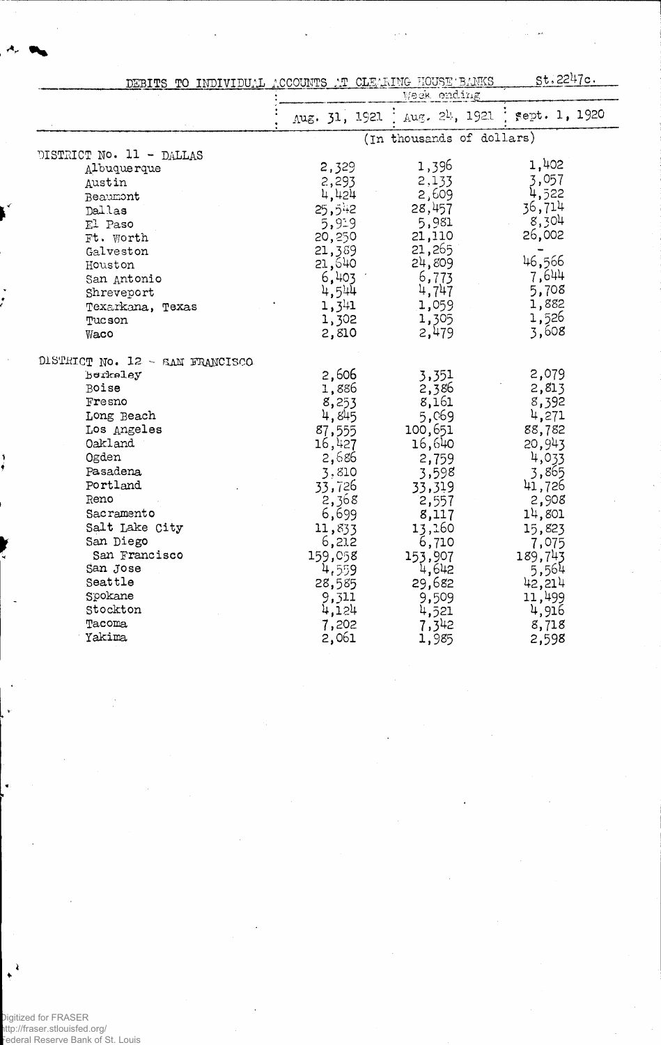St.2247c.

DEBITS TO INDIVIDUAL ACCOUNTS AT CLEARING HOUSE BANKS

| | Week ending | | |
|---|---|---|---|
| | Aug. 31, 1921 | Aug. 24, 1921 | Sept. 1, 1920 |
| | (In thousands of dollars) | | |
| **DISTRICT No. 11 - DALLAS** | | | |
| Albuquerque | 2,329 | 1,396 | 1,402 |
| Austin | 2,293 | 2,133 | 3,057 |
| Beaumont | 4,424 | 2,609 | 4,522 |
| Dallas | 25,542 | 28,457 | 36,714 |
| El Paso | 5,919 | 5,981 | 8,304 |
| Ft. Worth | 20,250 | 21,110 | 26,002 |
| Galveston | 21,389 | 21,265 | - |
| Houston | 21,640 | 24,809 | 46,566 |
| San Antonio | 6,403 | 6,773 | 7,644 |
| Shreveport | 4,544 | 4,747 | 5,708 |
| Texarkana, Texas | 1,341 | 1,059 | 1,882 |
| Tucson | 1,302 | 1,305 | 1,526 |
| Waco | 2,810 | 2,479 | 3,608 |
| **DISTRICT No. 12 - SAN FRANCISCO** | | | |
| Berkeley | 2,606 | 3,351 | 2,079 |
| Boise | 1,886 | 2,386 | 2,813 |
| Fresno | 8,253 | 8,161 | 8,392 |
| Long Beach | 4,845 | 5,069 | 4,271 |
| Los Angeles | 87,555 | 100,651 | 88,782 |
| Oakland | 16,427 | 16,640 | 20,943 |
| Ogden | 2,686 | 2,759 | 4,033 |
| Pasadena | 3,810 | 3,598 | 3,865 |
| Portland | 33,726 | 33,319 | 41,726 |
| Reno | 2,368 | 2,557 | 2,908 |
| Sacramento | 6,699 | 8,117 | 14,801 |
| Salt Lake City | 11,833 | 13,160 | 15,823 |
| San Diego | 6,212 | 6,710 | 7,075 |
| San Francisco | 159,058 | 153,907 | 189,743 |
| San Jose | 4,559 | 4,642 | 5,564 |
| Seattle | 28,585 | 29,682 | 42,214 |
| Spokane | 9,311 | 9,509 | 11,499 |
| Stockton | 4,124 | 4,521 | 4,916 |
| Tacoma | 7,202 | 7,342 | 8,718 |
| Yakima | 2,061 | 1,985 | 2,598 |